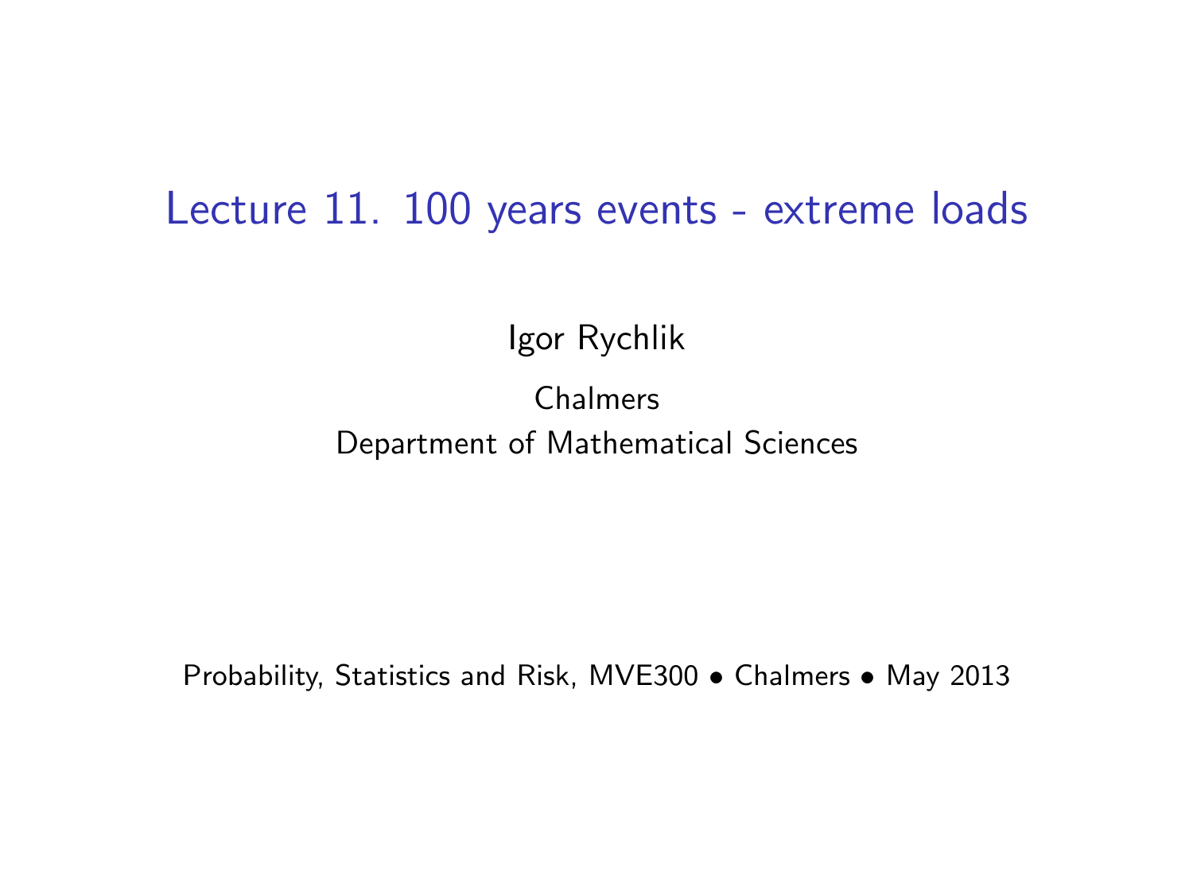# Lecture 11. 100 years events - extreme loads

Igor Rychlik

Chalmers
Department of Mathematical Sciences

Probability, Statistics and Risk, MVE300 • Chalmers • May 2013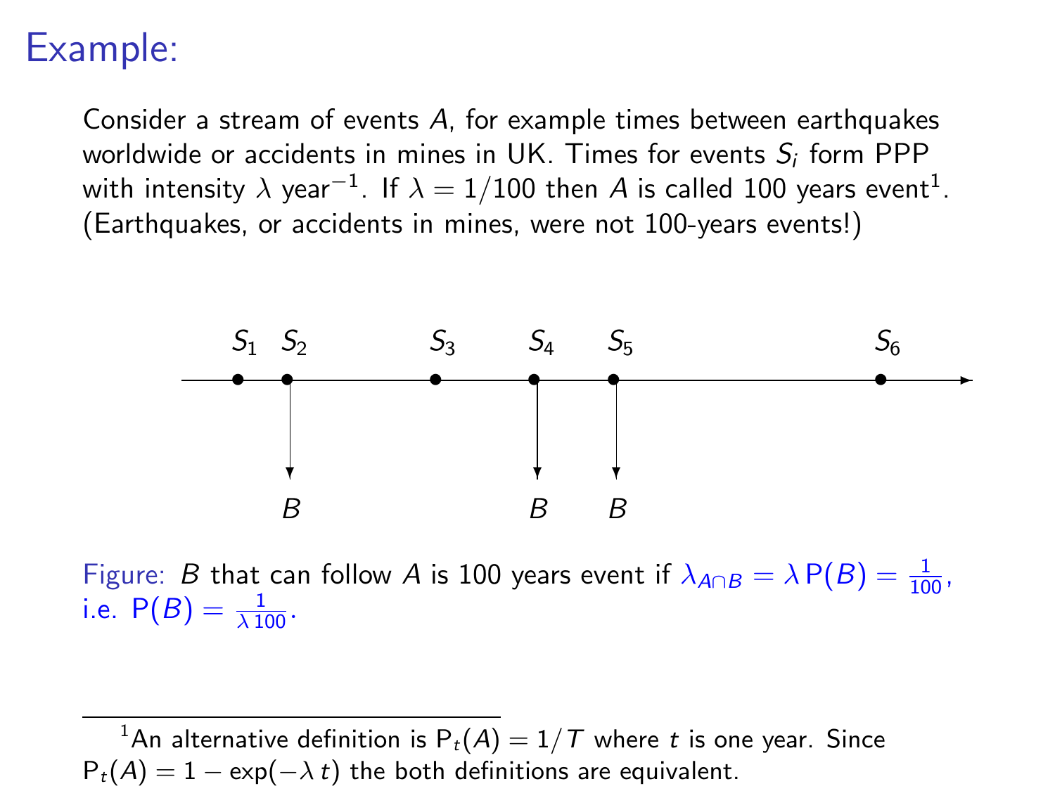# Example:

Consider a stream of events $A$, for example times between earthquakes worldwide or accidents in mines in UK. Times for events $S_i$ form PPP with intensity $\lambda$ year$^{-1}$. If $\lambda = 1/100$ then $A$ is called 100 years event[1]. (Earthquakes, or accidents in mines, were not 100-years events!)

Figure: $B$ that can follow $A$ is 100 years event if $\lambda_{A\cap B} = \lambda\,\mathsf{P}(B) = \frac{1}{100}$, i.e. $\mathsf{P}(B) = \frac{1}{\lambda\,100}$.

[1] An alternative definition is $\mathsf{P}_t(A) = 1/T$ where $t$ is one year. Since $\mathsf{P}_t(A) = 1 - \exp(-\lambda\, t)$ the both definitions are equivalent.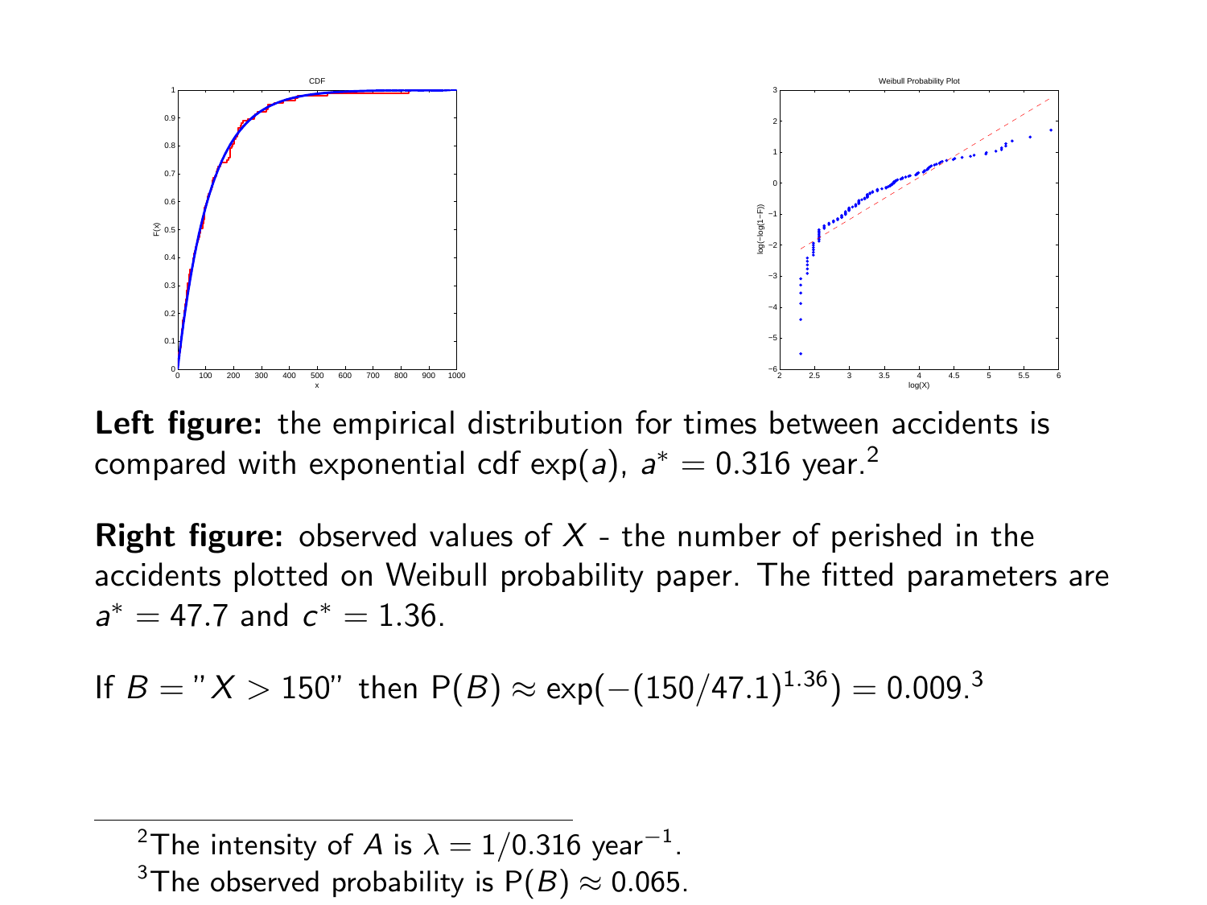**Left figure:** the empirical distribution for times between accidents is compared with exponential cdf $\exp(a)$, $a^* = 0.316$ year.[2]

**Right figure:** observed values of $X$ - the number of perished in the accidents plotted on Weibull probability paper. The fitted parameters are $a^* = 47.7$ and $c^* = 1.36$.

If $B =$ "$X > 150$" then $\mathsf{P}(B) \approx \exp(-(150/47.1)^{1.36}) = 0.009$.[3]

[2] The intensity of $A$ is $\lambda = 1/0.316$ year$^{-1}$.

[3] The observed probability is $\mathsf{P}(B) \approx 0.065$.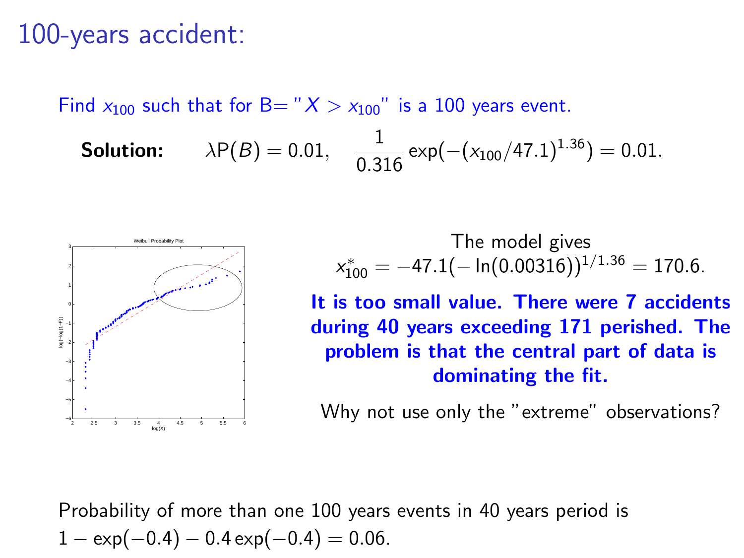# 100-years accident:

Find $x_{100}$ such that for B= "$X > x_{100}$" is a 100 years event.

**Solution:** $\lambda \mathrm{P}(B) = 0.01, \quad \frac{1}{0.316}\exp(-(x_{100}/47.1)^{1.36}) = 0.01.$

The model gives

$$x^*_{100} = -47.1(-\ln(0.00316))^{1/1.36} = 170.6.$$

**It is too small value. There were 7 accidents during 40 years exceeding 171 perished. The problem is that the central part of data is dominating the fit.**

Why not use only the "extreme" observations?

Probability of more than one 100 years events in 40 years period is $1 - \exp(-0.4) - 0.4\exp(-0.4) = 0.06.$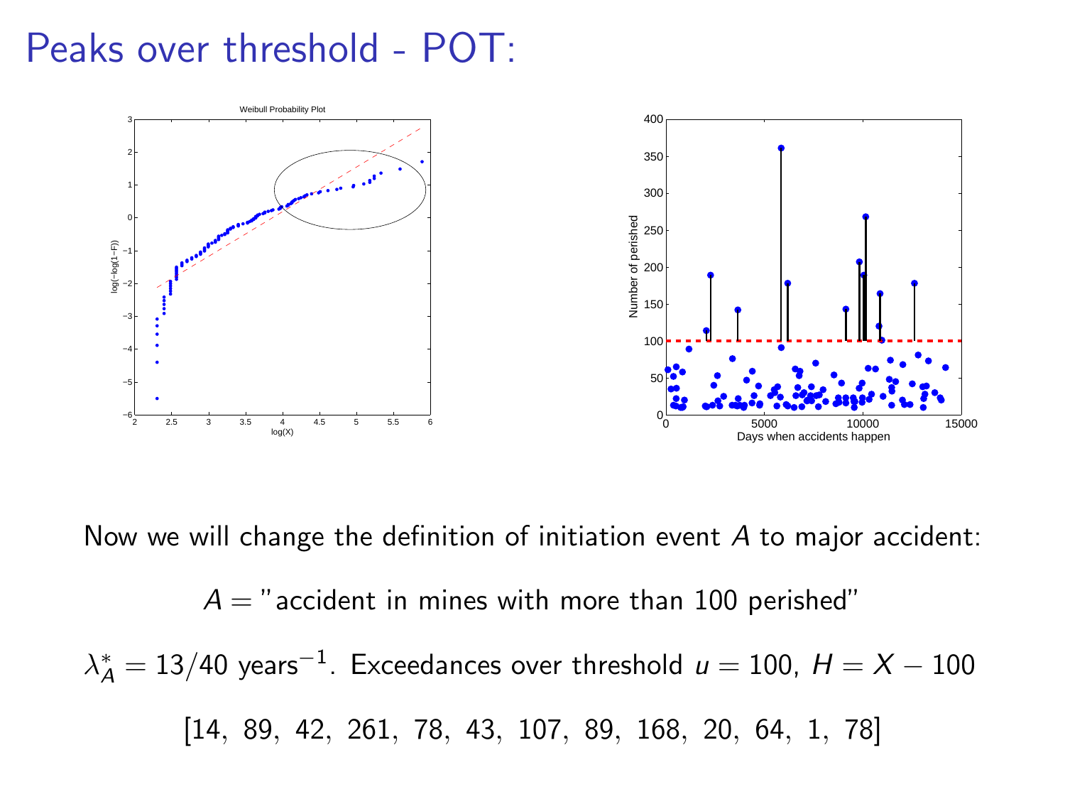# Peaks over threshold - POT:

Now we will change the definition of initiation event $A$ to major accident:

$$A = \text{"accident in mines with more than 100 perished"}$$

$\lambda_A^* = 13/40$ years$^{-1}$. Exceedances over threshold $u = 100$, $H = X - 100$

[14, 89, 42, 261, 78, 43, 107, 89, 168, 20, 64, 1, 78]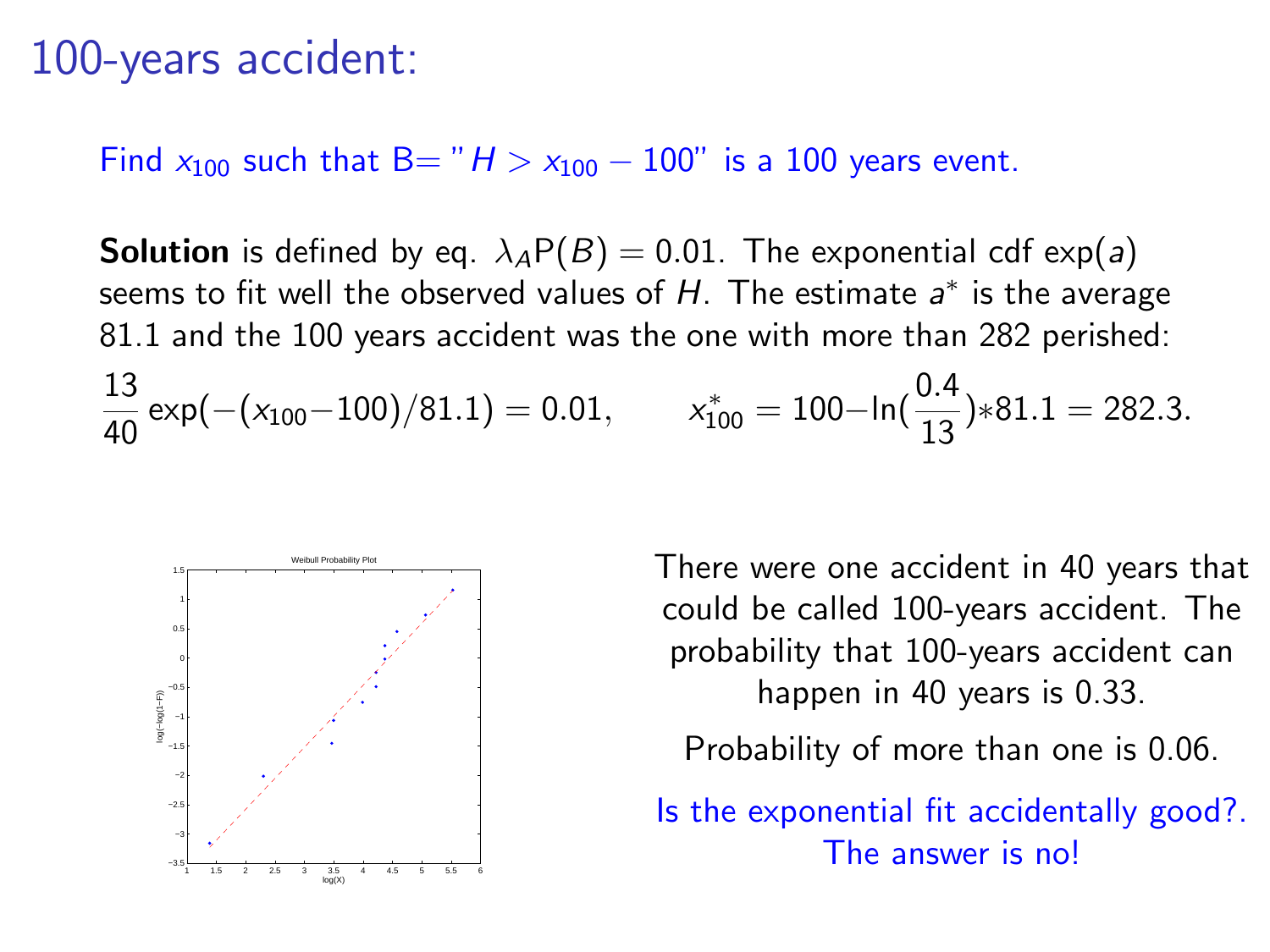# 100-years accident:

Find $x_{100}$ such that B= "$H > x_{100} - 100$" is a 100 years event.

**Solution** is defined by eq. $\lambda_A \mathrm{P}(B) = 0.01$. The exponential cdf $\exp(a)$ seems to fit well the observed values of $H$. The estimate $a^*$ is the average 81.1 and the 100 years accident was the one with more than 282 perished:

$$\frac{13}{40}\exp(-(x_{100}-100)/81.1) = 0.01, \qquad x^*_{100} = 100 - \ln(\frac{0.4}{13}) * 81.1 = 282.3.$$

There were one accident in 40 years that could be called 100-years accident. The probability that 100-years accident can happen in 40 years is 0.33.

Probability of more than one is 0.06.

Is the exponential fit accidentally good?. The answer is no!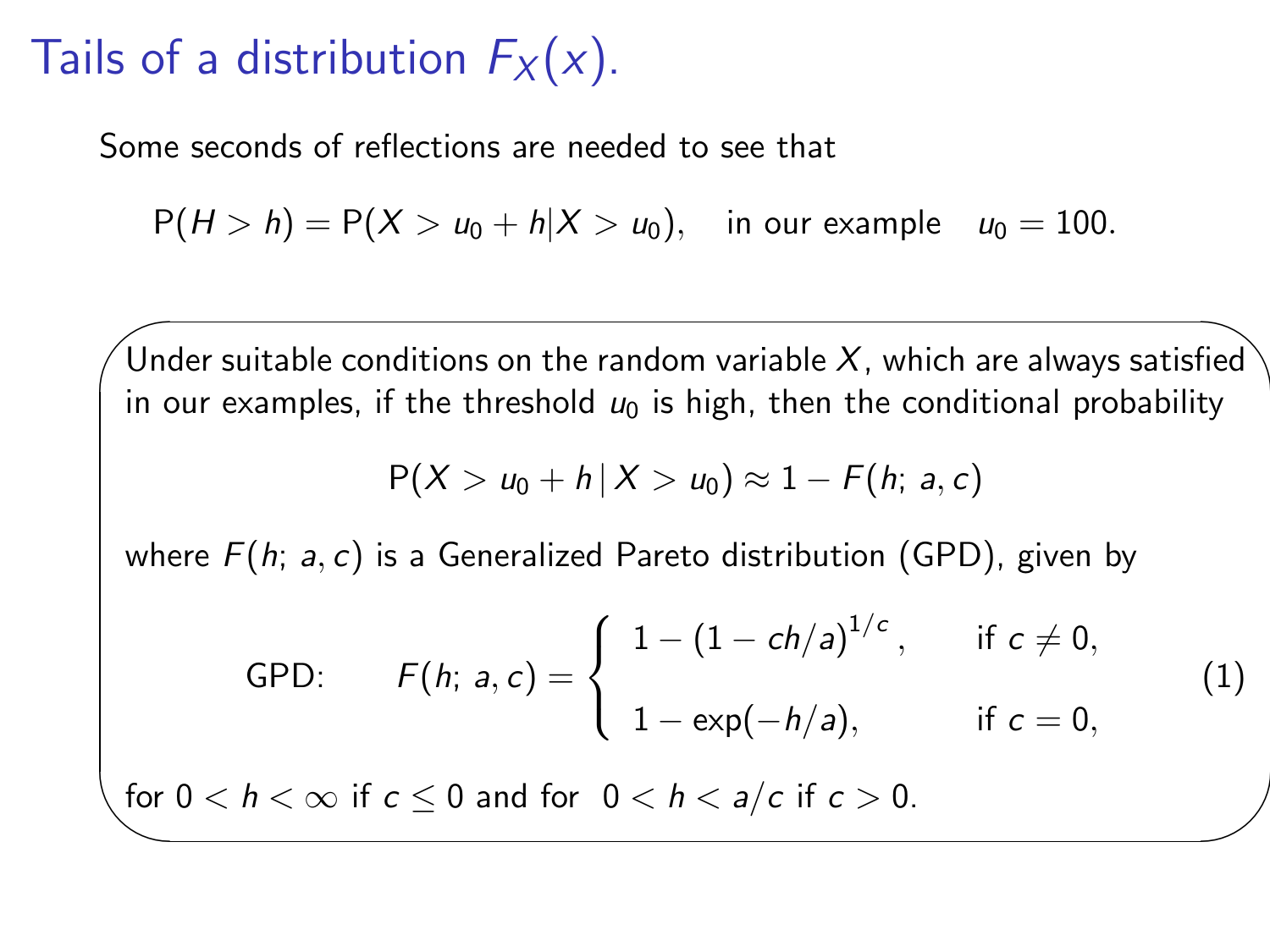# Tails of a distribution $F_X(x)$.

Some seconds of reflections are needed to see that

$$\mathrm{P}(H > h) = \mathrm{P}(X > u_0 + h | X > u_0), \quad \text{in our example} \quad u_0 = 100.$$

Under suitable conditions on the random variable $X$, which are always satisfied in our examples, if the threshold $u_0$ is high, then the conditional probability

$$\mathrm{P}(X > u_0 + h \,|\, X > u_0) \approx 1 - F(h;\, a, c)$$

where $F(h;\, a, c)$ is a Generalized Pareto distribution (GPD), given by

$$\text{GPD:} \qquad F(h;\, a, c) = \begin{cases} 1 - (1 - ch/a)^{1/c}, & \text{if } c \neq 0, \\ 1 - \exp(-h/a), & \text{if } c = 0, \end{cases} \tag{1}$$

for $0 < h < \infty$ if $c \leq 0$ and for $0 < h < a/c$ if $c > 0$.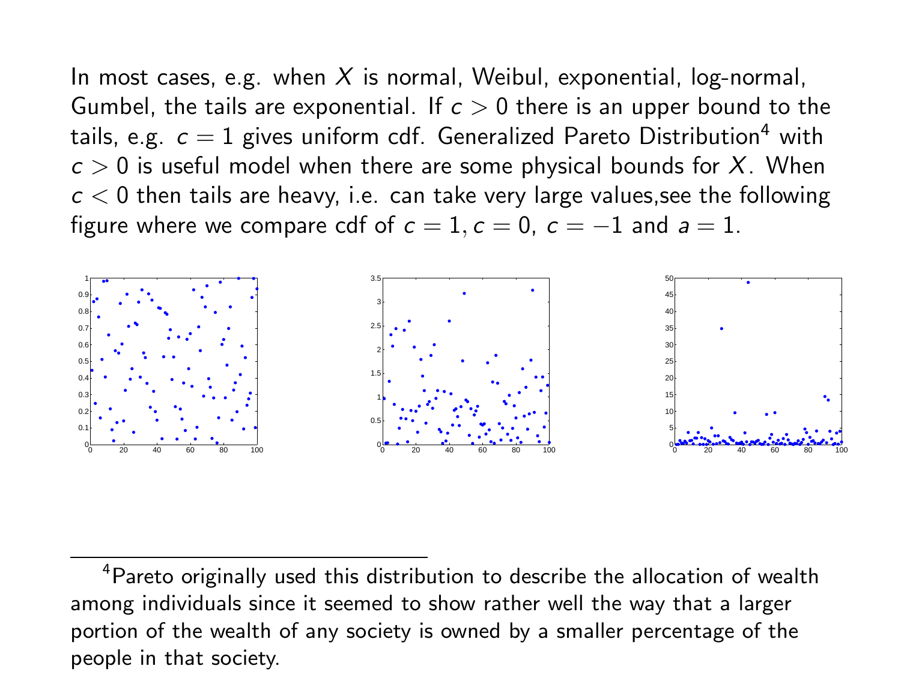In most cases, e.g. when $X$ is normal, Weibul, exponential, log-normal, Gumbel, the tails are exponential. If $c > 0$ there is an upper bound to the tails, e.g. $c = 1$ gives uniform cdf. Generalized Pareto Distribution[4] with $c > 0$ is useful model when there are some physical bounds for $X$. When $c < 0$ then tails are heavy, i.e. can take very large values,see the following figure where we compare cdf of $c = 1, c = 0$, $c = -1$ and $a = 1$.

---

[4] Pareto originally used this distribution to describe the allocation of wealth among individuals since it seemed to show rather well the way that a larger portion of the wealth of any society is owned by a smaller percentage of the people in that society.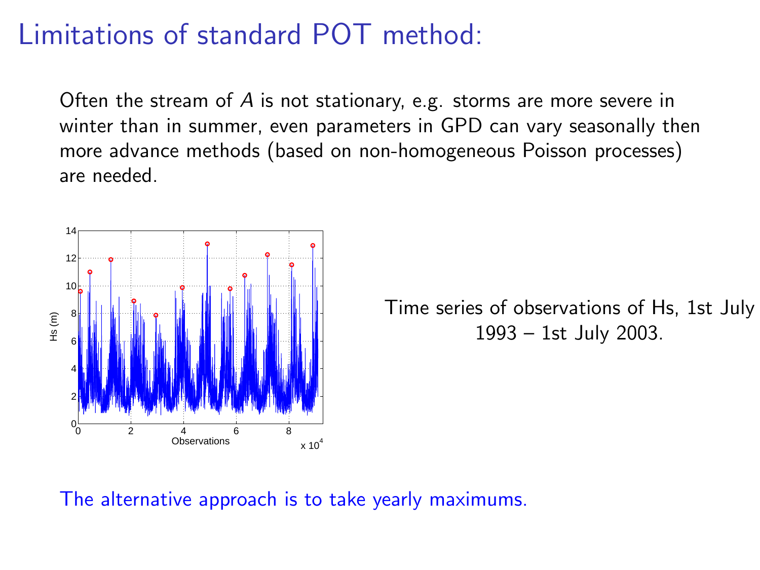# Limitations of standard POT method:

Often the stream of $A$ is not stationary, e.g. storms are more severe in winter than in summer, even parameters in GPD can vary seasonally then more advance methods (based on non-homogeneous Poisson processes) are needed.

Time series of observations of Hs, 1st July 1993 – 1st July 2003.

The alternative approach is to take yearly maximums.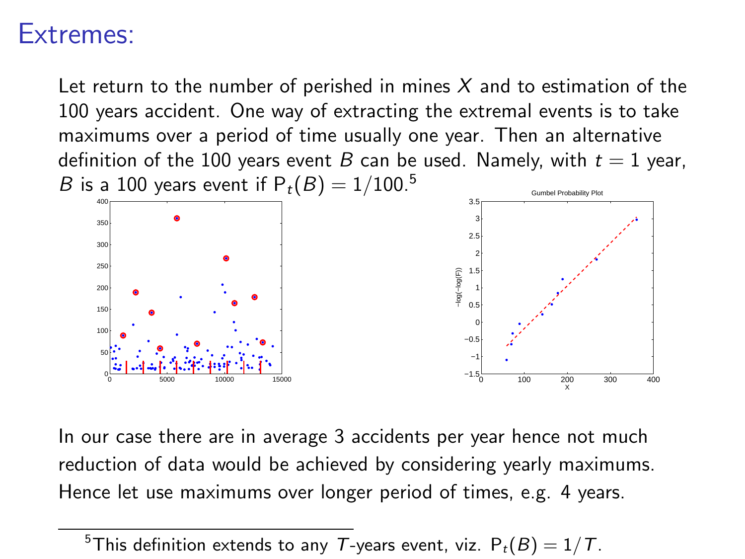# Extremes:

Let return to the number of perished in mines $X$ and to estimation of the 100 years accident. One way of extracting the extremal events is to take maximums over a period of time usually one year. Then an alternative definition of the 100 years event $B$ can be used. Namely, with $t = 1$ year, $B$ is a 100 years event if $\mathsf{P}_t(B) = 1/100$.[5]

In our case there are in average 3 accidents per year hence not much reduction of data would be achieved by considering yearly maximums. Hence let use maximums over longer period of times, e.g. 4 years.

[5] This definition extends to any $T$-years event, viz. $\mathsf{P}_t(B) = 1/T$.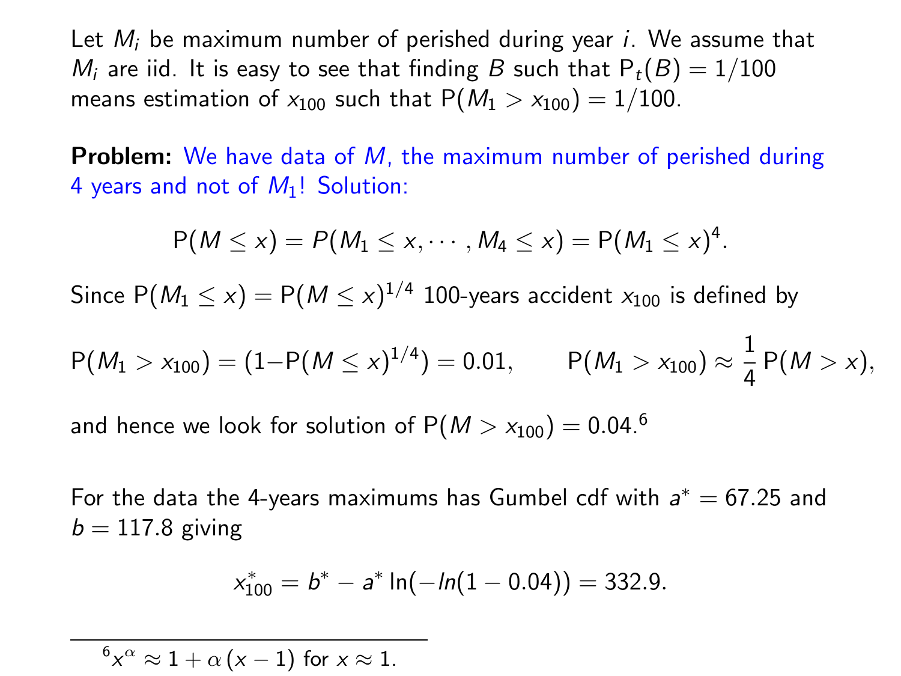Let $M_i$ be maximum number of perished during year $i$. We assume that $M_i$ are iid. It is easy to see that finding $B$ such that $\mathsf{P}_t(B) = 1/100$ means estimation of $x_{100}$ such that $\mathsf{P}(M_1 > x_{100}) = 1/100$.

**Problem:** We have data of $M$, the maximum number of perished during 4 years and not of $M_1$! Solution:

$$\mathsf{P}(M \le x) = P(M_1 \le x, \cdots, M_4 \le x) = \mathsf{P}(M_1 \le x)^4.$$

Since $\mathsf{P}(M_1 \le x) = \mathsf{P}(M \le x)^{1/4}$ 100-years accident $x_{100}$ is defined by

$$\mathsf{P}(M_1 > x_{100}) = (1 - \mathsf{P}(M \le x)^{1/4}) = 0.01, \qquad \mathsf{P}(M_1 > x_{100}) \approx \frac{1}{4}\,\mathsf{P}(M > x),$$

and hence we look for solution of $\mathsf{P}(M > x_{100}) = 0.04$.[6]

For the data the 4-years maximums has Gumbel cdf with $a^* = 67.25$ and $b = 117.8$ giving

$$x^*_{100} = b^* - a^* \ln(-ln(1 - 0.04)) = 332.9.$$

---

[6] $x^{\alpha} \approx 1 + \alpha\,(x - 1)$ for $x \approx 1$.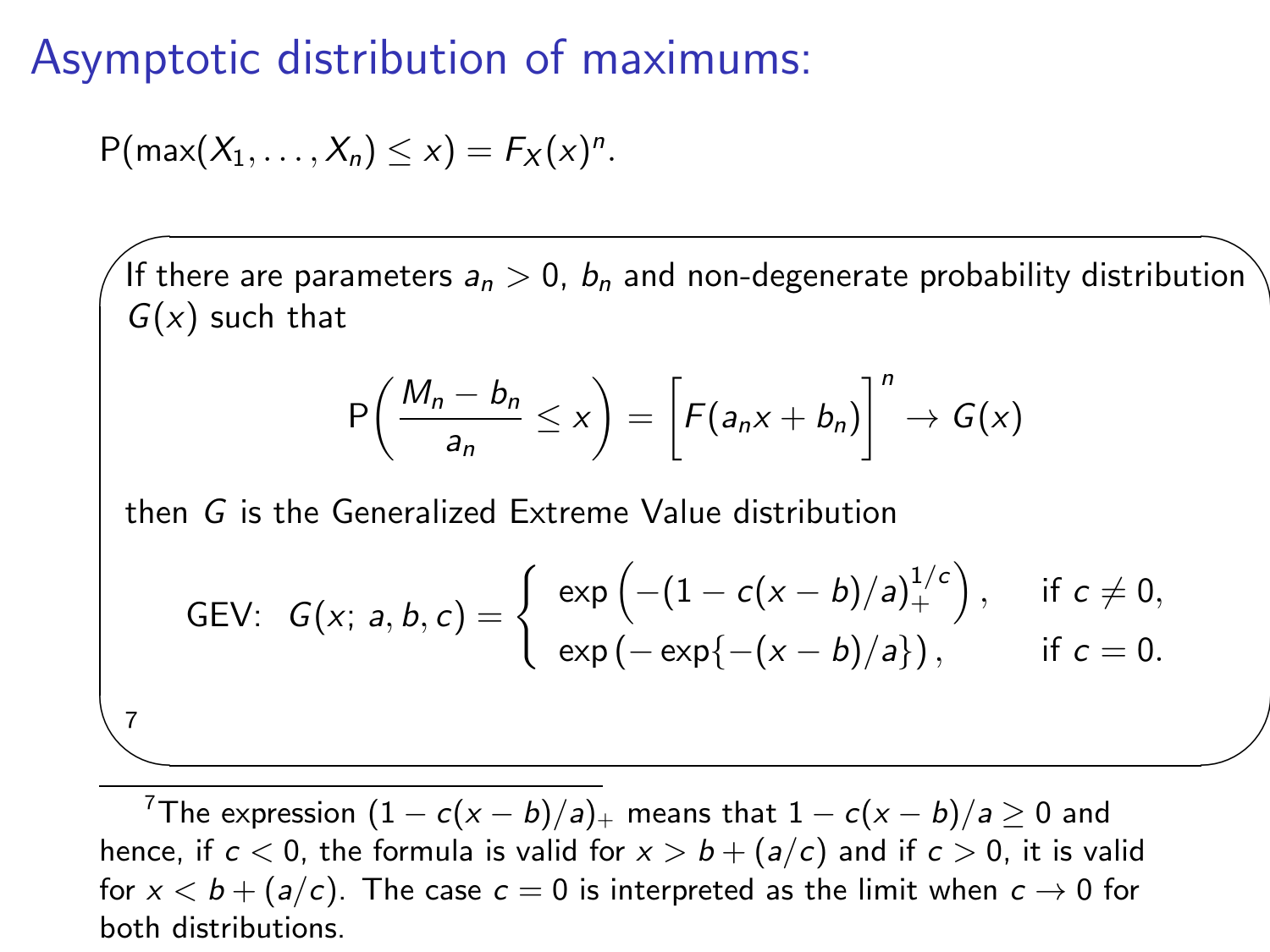# Asymptotic distribution of maximums:

$\mathrm{P}(\max(X_1, \ldots, X_n) \leq x) = F_X(x)^n$.

If there are parameters $a_n > 0$, $b_n$ and non-degenerate probability distribution $G(x)$ such that

$$\mathrm{P}\left(\frac{M_n - b_n}{a_n} \leq x\right) = \left[F(a_n x + b_n)\right]^n \to G(x)$$

then $G$ is the Generalized Extreme Value distribution

$$\text{GEV:} \quad G(x;\, a, b, c) = \begin{cases} \exp\left(-(1 - c(x-b)/a)_+^{1/c}\right), & \text{if } c \neq 0, \\ \exp\left(-\exp\{-(x-b)/a\}\right), & \text{if } c = 0. \end{cases}$$

[7]

[7] The expression $(1 - c(x-b)/a)_+$ means that $1 - c(x-b)/a \geq 0$ and hence, if $c < 0$, the formula is valid for $x > b + (a/c)$ and if $c > 0$, it is valid for $x < b + (a/c)$. The case $c = 0$ is interpreted as the limit when $c \to 0$ for both distributions.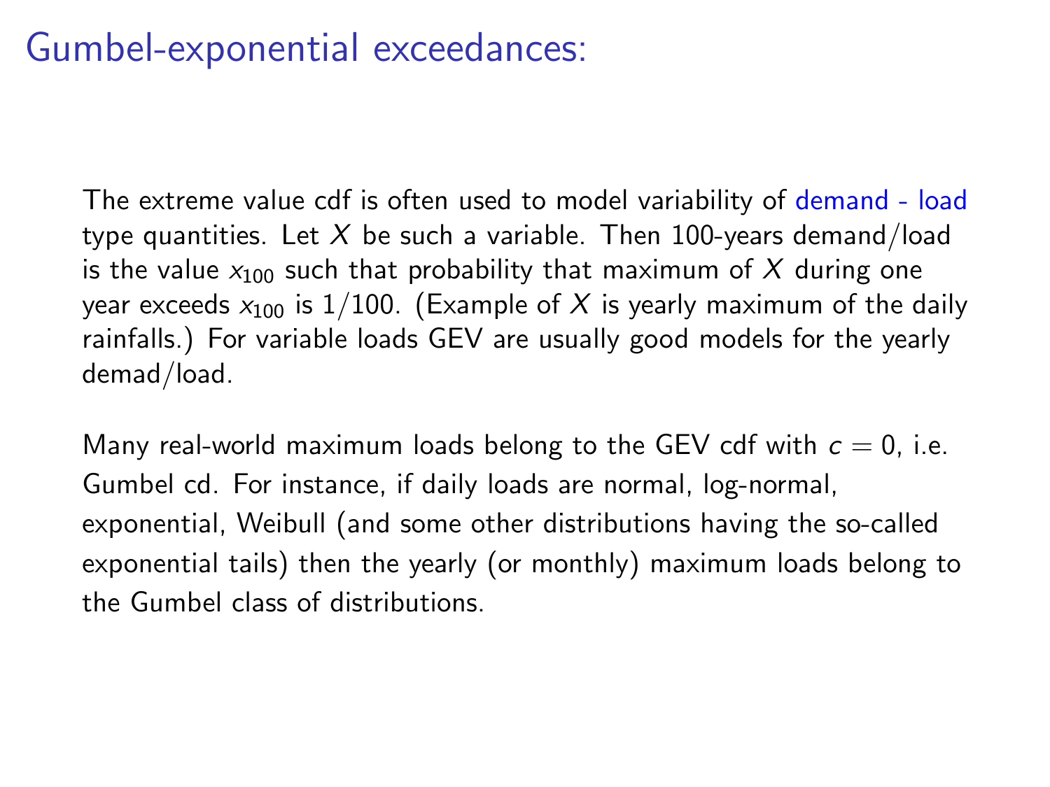# Gumbel-exponential exceedances:

The extreme value cdf is often used to model variability of demand - load type quantities. Let $X$ be such a variable. Then 100-years demand/load is the value $x_{100}$ such that probability that maximum of $X$ during one year exceeds $x_{100}$ is $1/100$. (Example of $X$ is yearly maximum of the daily rainfalls.) For variable loads GEV are usually good models for the yearly demad/load.

Many real-world maximum loads belong to the GEV cdf with $c = 0$, i.e. Gumbel cd. For instance, if daily loads are normal, log-normal, exponential, Weibull (and some other distributions having the so-called exponential tails) then the yearly (or monthly) maximum loads belong to the Gumbel class of distributions.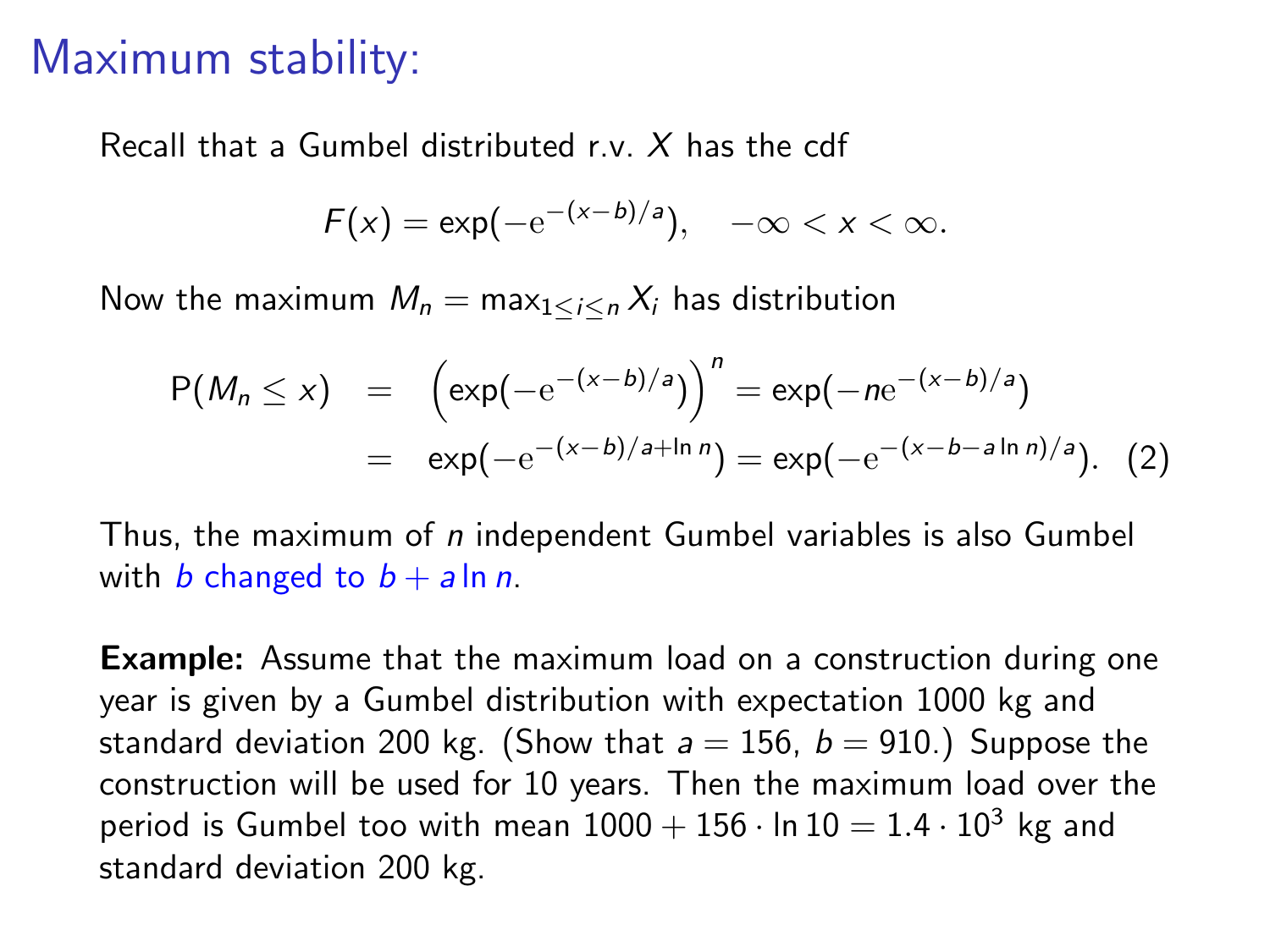# Maximum stability:

Recall that a Gumbel distributed r.v. $X$ has the cdf

$$F(x) = \exp(-\mathrm{e}^{-(x-b)/a}), \quad -\infty < x < \infty.$$

Now the maximum $M_n = \max_{1 \le i \le n} X_i$ has distribution

$$\begin{aligned} \mathrm{P}(M_n \le x) &= \left(\exp(-\mathrm{e}^{-(x-b)/a})\right)^n = \exp(-n\mathrm{e}^{-(x-b)/a}) \\ &= \exp(-\mathrm{e}^{-(x-b)/a + \ln n}) = \exp(-\mathrm{e}^{-(x-b-a\ln n)/a}). \quad (2) \end{aligned}$$

Thus, the maximum of $n$ independent Gumbel variables is also Gumbel with $b$ changed to $b + a \ln n$.

**Example:** Assume that the maximum load on a construction during one year is given by a Gumbel distribution with expectation 1000 kg and standard deviation 200 kg. (Show that $a = 156$, $b = 910$.) Suppose the construction will be used for 10 years. Then the maximum load over the period is Gumbel too with mean $1000 + 156 \cdot \ln 10 = 1.4 \cdot 10^3$ kg and standard deviation 200 kg.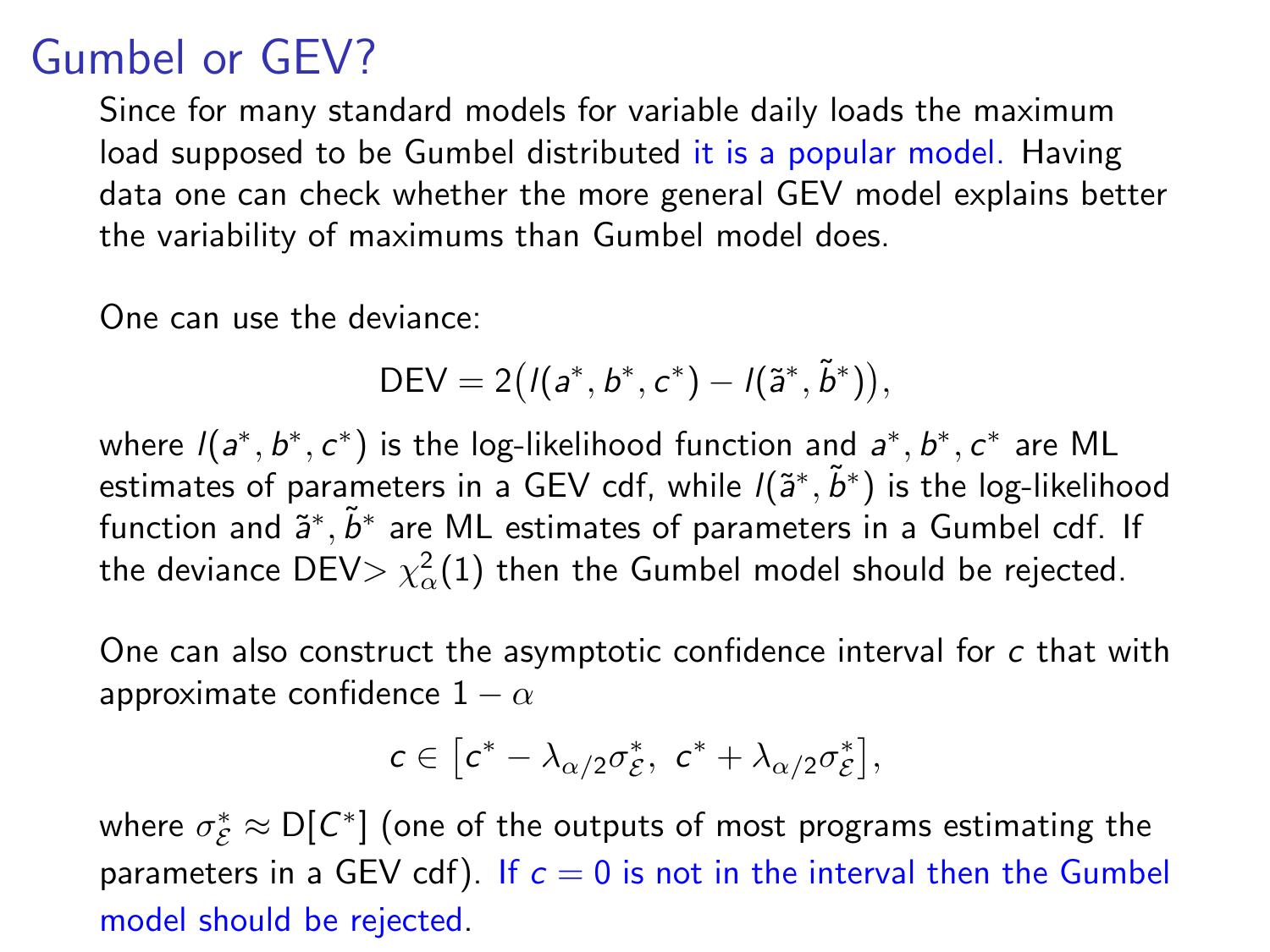# Gumbel or GEV?

Since for many standard models for variable daily loads the maximum load supposed to be Gumbel distributed it is a popular model. Having data one can check whether the more general GEV model explains better the variability of maximums than Gumbel model does.

One can use the deviance:

$$\text{DEV} = 2\big(l(a^*, b^*, c^*) - l(\tilde{a}^*, \tilde{b}^*)\big),$$

where $l(a^*, b^*, c^*)$ is the log-likelihood function and $a^*, b^*, c^*$ are ML estimates of parameters in a GEV cdf, while $l(\tilde{a}^*, \tilde{b}^*)$ is the log-likelihood function and $\tilde{a}^*, \tilde{b}^*$ are ML estimates of parameters in a Gumbel cdf. If the deviance DEV$> \chi^2_\alpha(1)$ then the Gumbel model should be rejected.

One can also construct the asymptotic confidence interval for $c$ that with approximate confidence $1 - \alpha$

$$c \in \big[c^* - \lambda_{\alpha/2}\sigma^*_{\mathcal{E}},\ c^* + \lambda_{\alpha/2}\sigma^*_{\mathcal{E}}\big],$$

where $\sigma^*_{\mathcal{E}} \approx \mathrm{D}[C^*]$ (one of the outputs of most programs estimating the parameters in a GEV cdf). If $c = 0$ is not in the interval then the Gumbel model should be rejected.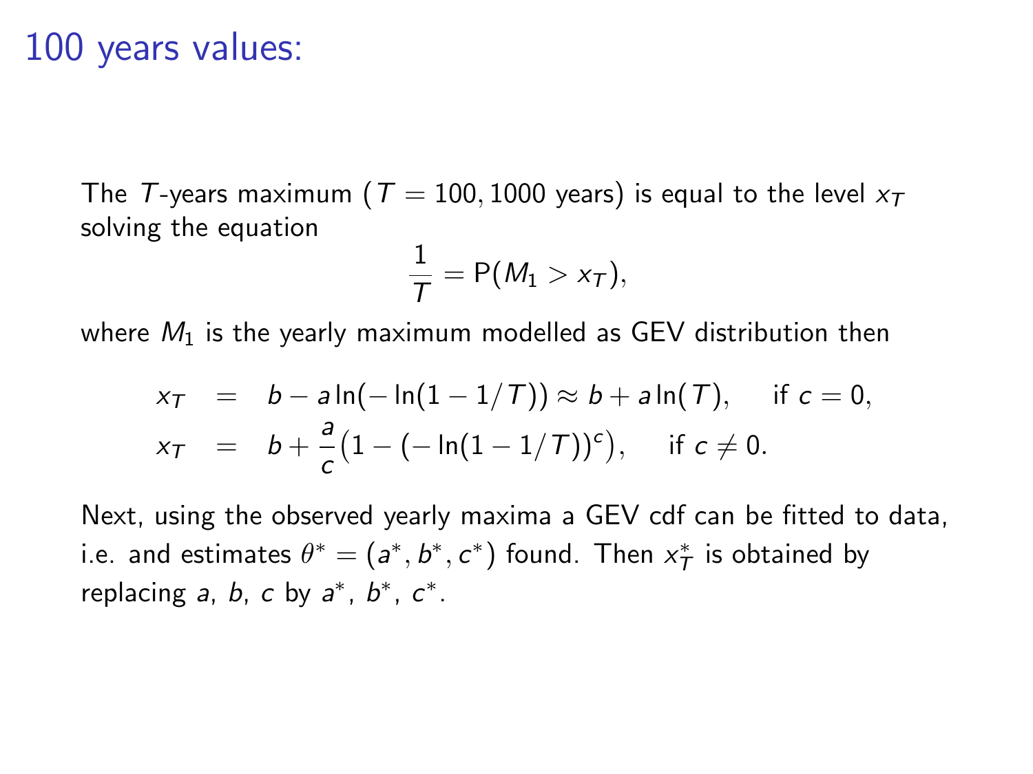# 100 years values:

The $T$-years maximum ($T = 100, 1000$ years) is equal to the level $x_T$ solving the equation

$$\frac{1}{T} = \mathsf{P}(M_1 > x_T),$$

where $M_1$ is the yearly maximum modelled as GEV distribution then

$$\begin{aligned} x_T &= b - a\ln(-\ln(1 - 1/T)) \approx b + a\ln(T), \quad \text{if } c = 0, \\ x_T &= b + \frac{a}{c}\big(1 - (-\ln(1 - 1/T))^c\big), \quad \text{if } c \neq 0. \end{aligned}$$

Next, using the observed yearly maxima a GEV cdf can be fitted to data, i.e. and estimates $\theta^* = (a^*, b^*, c^*)$ found. Then $x_T^*$ is obtained by replacing $a$, $b$, $c$ by $a^*$, $b^*$, $c^*$.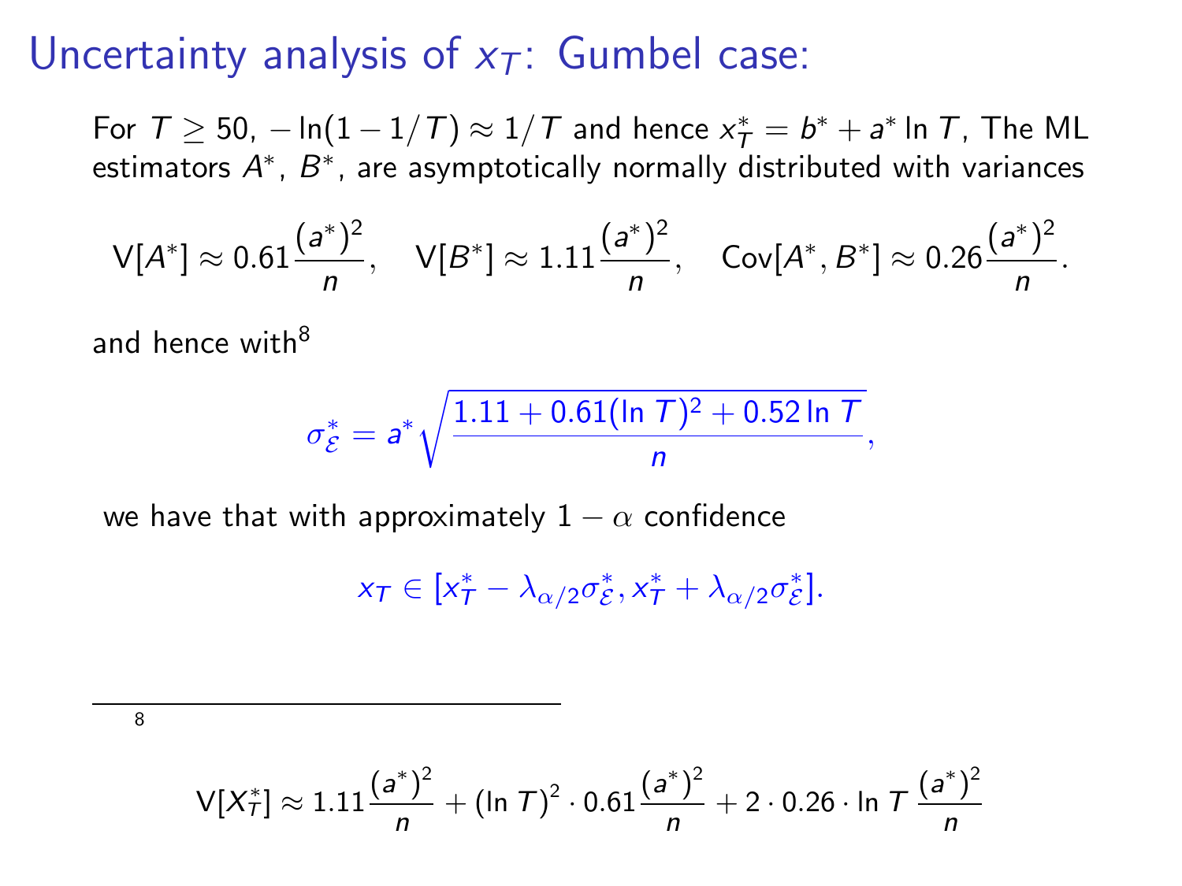# Uncertainty analysis of $x_T$: Gumbel case:

For $T \geq 50$, $-\ln(1 - 1/T) \approx 1/T$ and hence $x_T^* = b^* + a^* \ln T$, The ML estimators $A^*$, $B^*$, are asymptotically normally distributed with variances

$$\mathsf{V}[A^*] \approx 0.61\frac{(a^*)^2}{n}, \quad \mathsf{V}[B^*] \approx 1.11\frac{(a^*)^2}{n}, \quad \mathsf{Cov}[A^*, B^*] \approx 0.26\frac{(a^*)^2}{n}.$$

and hence with[8]

$$\sigma_{\mathcal{E}}^* = a^* \sqrt{\frac{1.11 + 0.61(\ln T)^2 + 0.52 \ln T}{n}},$$

we have that with approximately $1 - \alpha$ confidence

$$x_T \in [x_T^* - \lambda_{\alpha/2}\sigma_{\mathcal{E}}^*, x_T^* + \lambda_{\alpha/2}\sigma_{\mathcal{E}}^*].$$

---

[8]

$$\mathsf{V}[X_T^*] \approx 1.11\frac{(a^*)^2}{n} + (\ln T)^2 \cdot 0.61\frac{(a^*)^2}{n} + 2 \cdot 0.26 \cdot \ln T\,\frac{(a^*)^2}{n}$$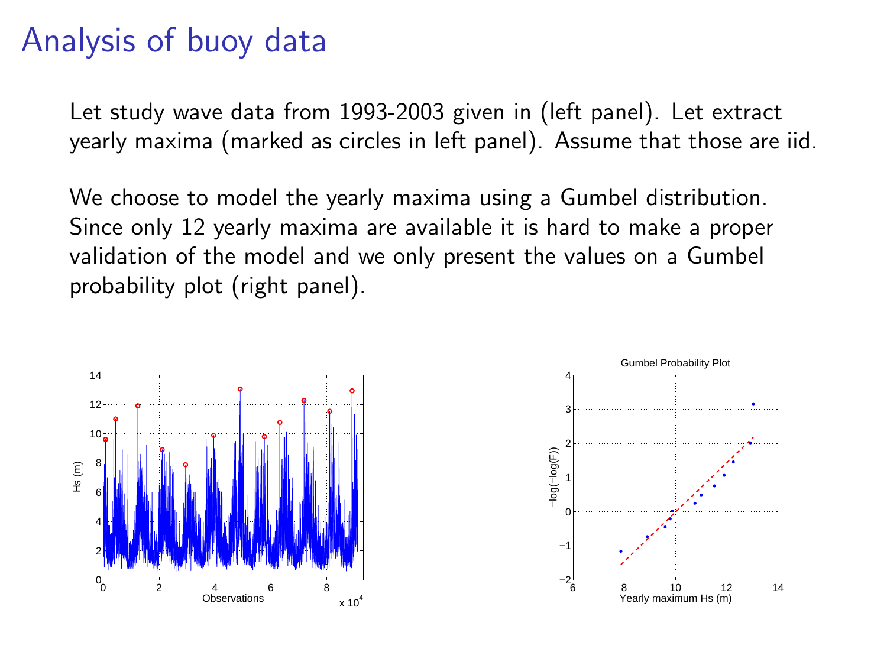# Analysis of buoy data

Let study wave data from 1993-2003 given in (left panel). Let extract yearly maxima (marked as circles in left panel). Assume that those are iid.

We choose to model the yearly maxima using a Gumbel distribution. Since only 12 yearly maxima are available it is hard to make a proper validation of the model and we only present the values on a Gumbel probability plot (right panel).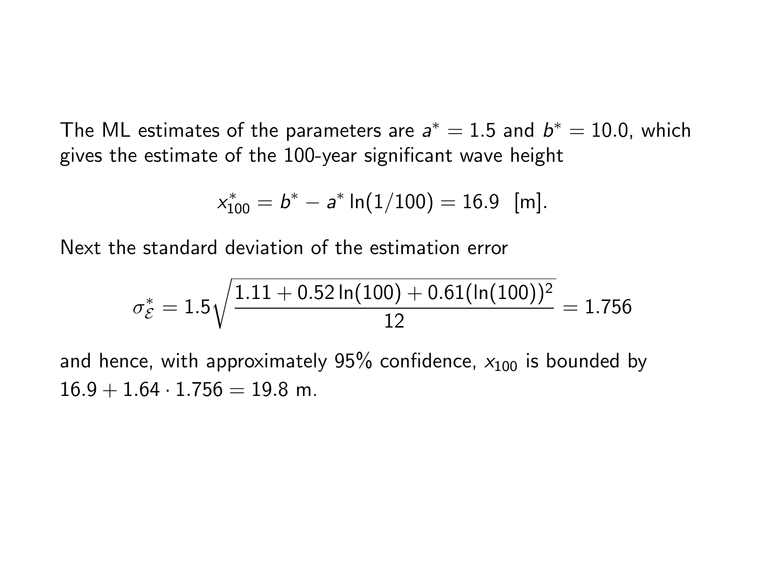The ML estimates of the parameters are $a^* = 1.5$ and $b^* = 10.0$, which gives the estimate of the 100-year significant wave height

$$x^*_{100} = b^* - a^* \ln(1/100) = 16.9 \ \ [\text{m}].$$

Next the standard deviation of the estimation error

$$\sigma^*_{\mathcal{E}} = 1.5\sqrt{\frac{1.11 + 0.52\ln(100) + 0.61(\ln(100))^2}{12}} = 1.756$$

and hence, with approximately 95% confidence, $x_{100}$ is bounded by $16.9 + 1.64 \cdot 1.756 = 19.8$ m.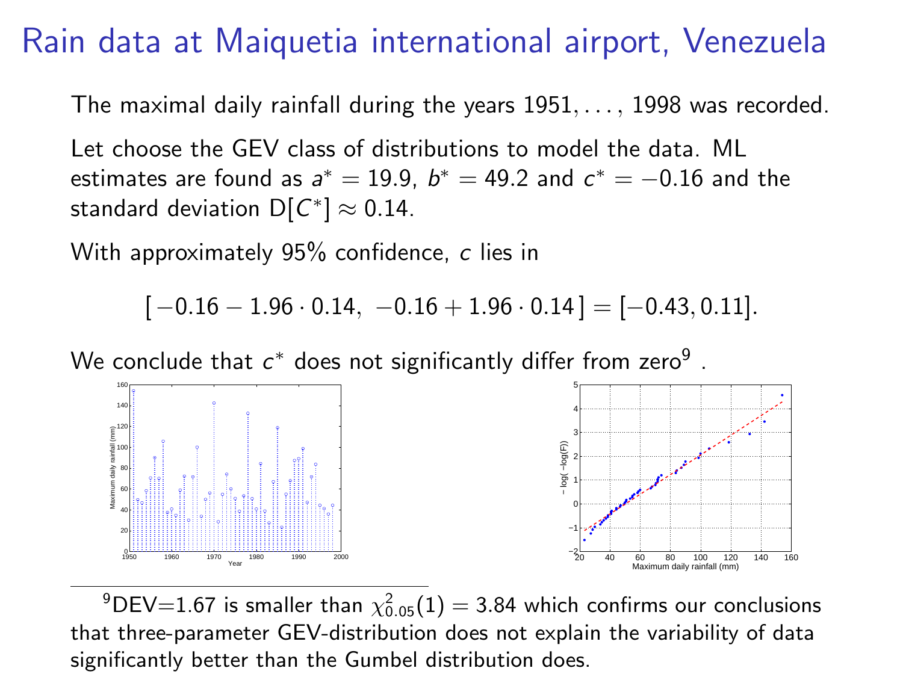# Rain data at Maiquetia international airport, Venezuela

The maximal daily rainfall during the years 1951, . . . , 1998 was recorded.

Let choose the GEV class of distributions to model the data. ML estimates are found as $a^* = 19.9$, $b^* = 49.2$ and $c^* = -0.16$ and the standard deviation $\mathrm{D}[C^*] \approx 0.14$.

With approximately 95% confidence, $c$ lies in

$$[\,-0.16 - 1.96 \cdot 0.14,\ -0.16 + 1.96 \cdot 0.14\,] = [-0.43, 0.11].$$

We conclude that $c^*$ does not significantly differ from zero[9] .

[9] DEV=1.67 is smaller than $\chi^2_{0.05}(1) = 3.84$ which confirms our conclusions that three-parameter GEV-distribution does not explain the variability of data significantly better than the Gumbel distribution does.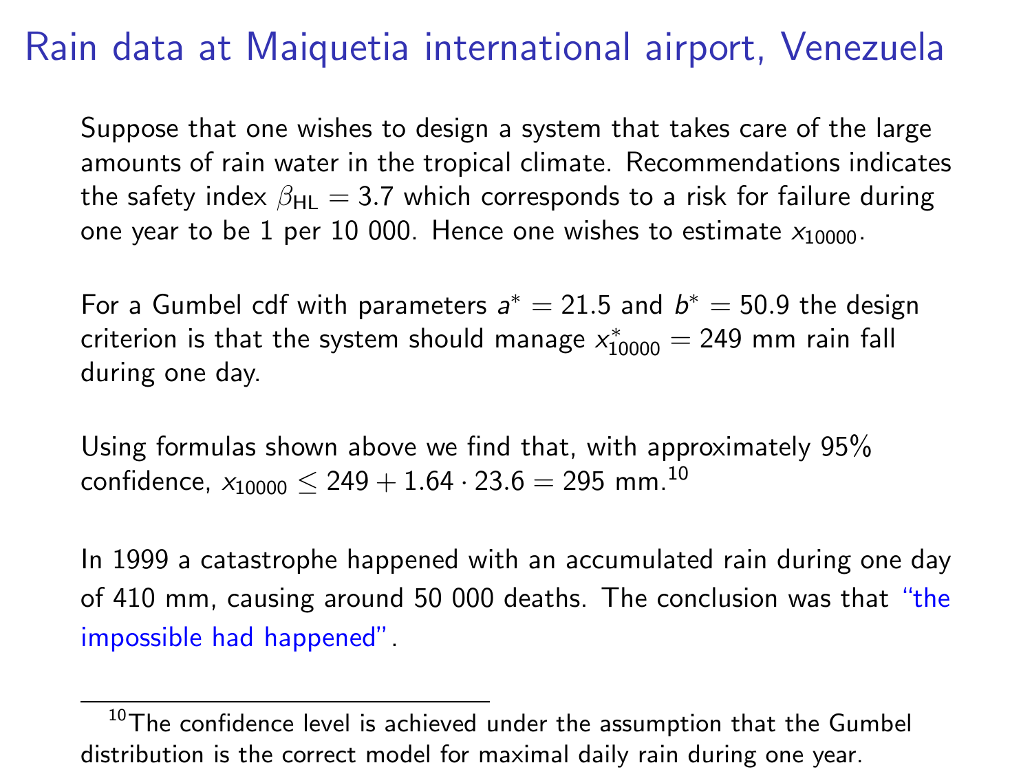# Rain data at Maiquetia international airport, Venezuela

Suppose that one wishes to design a system that takes care of the large amounts of rain water in the tropical climate. Recommendations indicates the safety index $\beta_{\mathrm{HL}} = 3.7$ which corresponds to a risk for failure during one year to be 1 per 10 000. Hence one wishes to estimate $x_{10000}$.

For a Gumbel cdf with parameters $a^* = 21.5$ and $b^* = 50.9$ the design criterion is that the system should manage $x^*_{10000} = 249$ mm rain fall during one day.

Using formulas shown above we find that, with approximately 95% confidence, $x_{10000} \leq 249 + 1.64 \cdot 23.6 = 295$ mm.[10]

In 1999 a catastrophe happened with an accumulated rain during one day of 410 mm, causing around 50 000 deaths. The conclusion was that "the impossible had happened".

[10] The confidence level is achieved under the assumption that the Gumbel distribution is the correct model for maximal daily rain during one year.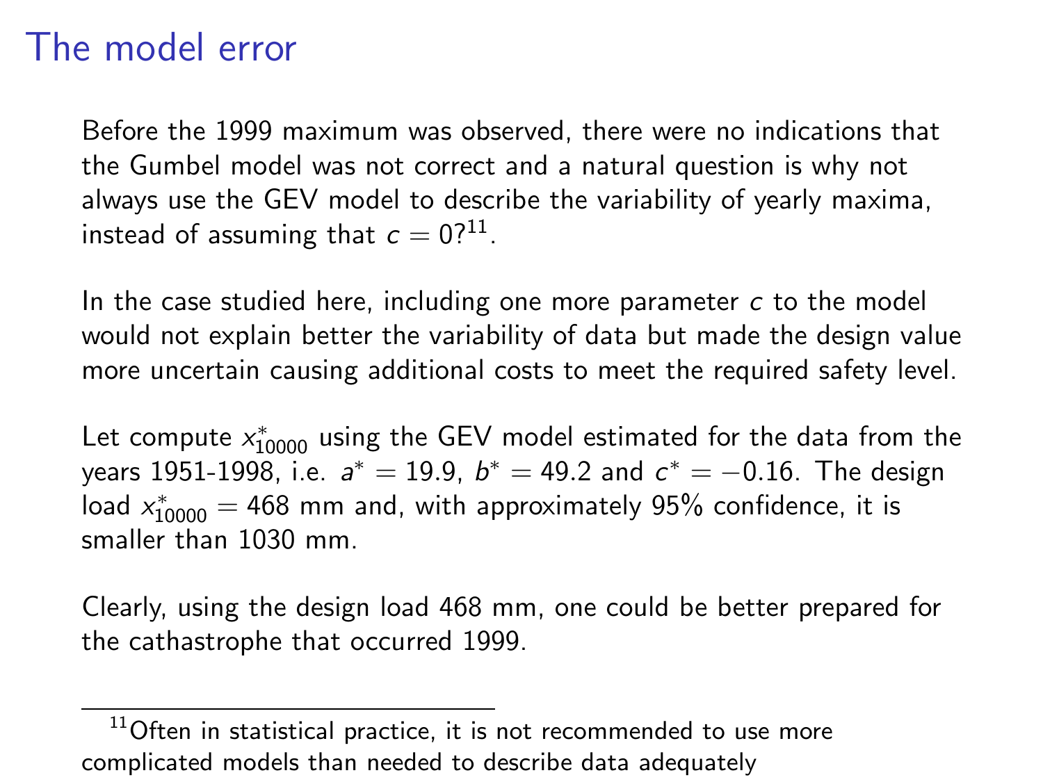# The model error

Before the 1999 maximum was observed, there were no indications that the Gumbel model was not correct and a natural question is why not always use the GEV model to describe the variability of yearly maxima, instead of assuming that $c = 0$?[11].

In the case studied here, including one more parameter $c$ to the model would not explain better the variability of data but made the design value more uncertain causing additional costs to meet the required safety level.

Let compute $x^*_{10000}$ using the GEV model estimated for the data from the years 1951-1998, i.e. $a^* = 19.9$, $b^* = 49.2$ and $c^* = -0.16$. The design load $x^*_{10000} = 468$ mm and, with approximately 95% confidence, it is smaller than 1030 mm.

Clearly, using the design load 468 mm, one could be better prepared for the cathastrophe that occurred 1999.

[11] Often in statistical practice, it is not recommended to use more complicated models than needed to describe data adequately